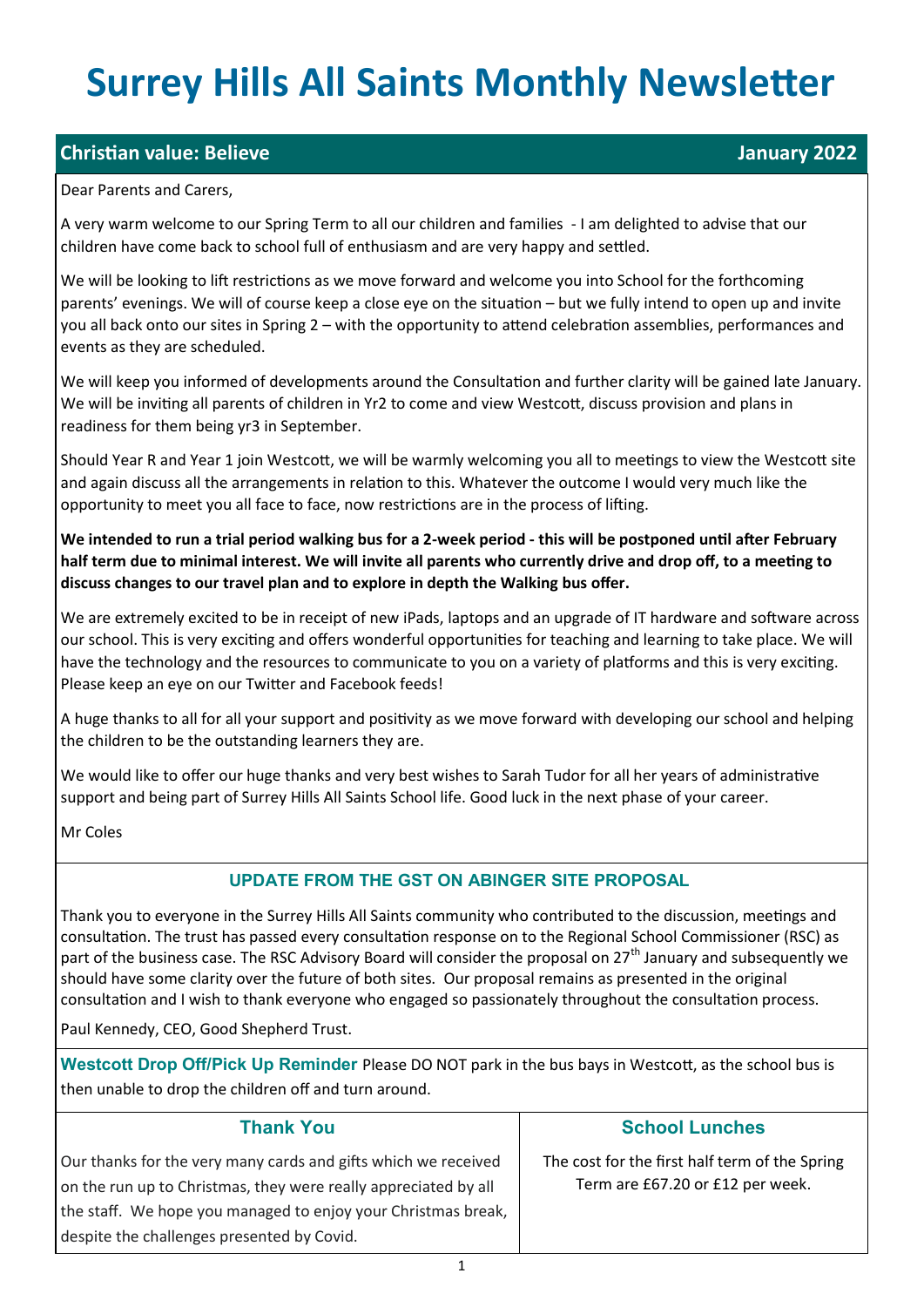# Surrey Hills All Saints Monthly Newsletter

## Christian value: Believe — January 2022

Dear Parents and Carers,

A very warm welcome to our Spring Term to all our children and families - I am delighted to advise that our children have come back to school full of enthusiasm and are very happy and settled.

We will be looking to lift restrictions as we move forward and welcome you into School for the forthcoming parents' evenings. We will of course keep a close eye on the situation – but we fully intend to open up and invite you all back onto our sites in Spring 2 – with the opportunity to attend celebration assemblies, performances and events as they are scheduled.

We will keep you informed of developments around the Consultation and further clarity will be gained late January. We will be inviting all parents of children in Yr2 to come and view Westcott, discuss provision and plans in readiness for them being yr3 in September.

Should Year R and Year 1 join Westcott, we will be warmly welcoming you all to meetings to view the Westcott site and again discuss all the arrangements in relation to this. Whatever the outcome I would very much like the opportunity to meet you all face to face, now restrictions are in the process of lifting.

**We intended to run a trial period walking bus for a 2-week period - this will be postponed until after February half term due to minimal interest. We will invite all parents who currently drive and drop off, to a meeting to discuss changes to our travel plan and to explore in depth the Walking bus offer.**

We are extremely excited to be in receipt of new iPads, laptops and an upgrade of IT hardware and software across our school. This is very exciting and offers wonderful opportunities for teaching and learning to take place. We will have the technology and the resources to communicate to you on a variety of platforms and this is very exciting. Please keep an eye on our Twitter and Facebook feeds!

A huge thanks to all for all your support and positivity as we move forward with developing our school and helping the children to be the outstanding learners they are.

We would like to offer our huge thanks and very best wishes to Sarah Tudor for all her years of administrative support and being part of Surrey Hills All Saints School life. Good luck in the next phase of your career.

Mr Coles

### UPDATE FROM THE GST ON ABINGER SITE PROPOSAL

Thank you to everyone in the Surrey Hills All Saints community who contributed to the discussion, meetings and consultation. The trust has passed every consultation response on to the Regional School Commissioner (RSC) as part of the business case. The RSC Advisory Board will consider the proposal on 27th January and subsequently we should have some clarity over the future of both sites. Our proposal remains as presented in the original consultation and I wish to thank everyone who engaged so passionately throughout the consultation process.

Paul Kennedy, CEO, Good Shepherd Trust.

**Westcott Drop Off/Pick Up Reminder** Please DO NOT park in the bus bays in Westcott, as the school bus is then unable to drop the children off and turn around.

### Thank You

Our thanks for the very many cards and gifts which we received on the run up to Christmas, they were really appreciated by all the staff. We hope you managed to enjoy your Christmas break, despite the challenges presented by Covid.

### School Lunches

The cost for the first half term of the Spring Term are £67.20 or £12 per week.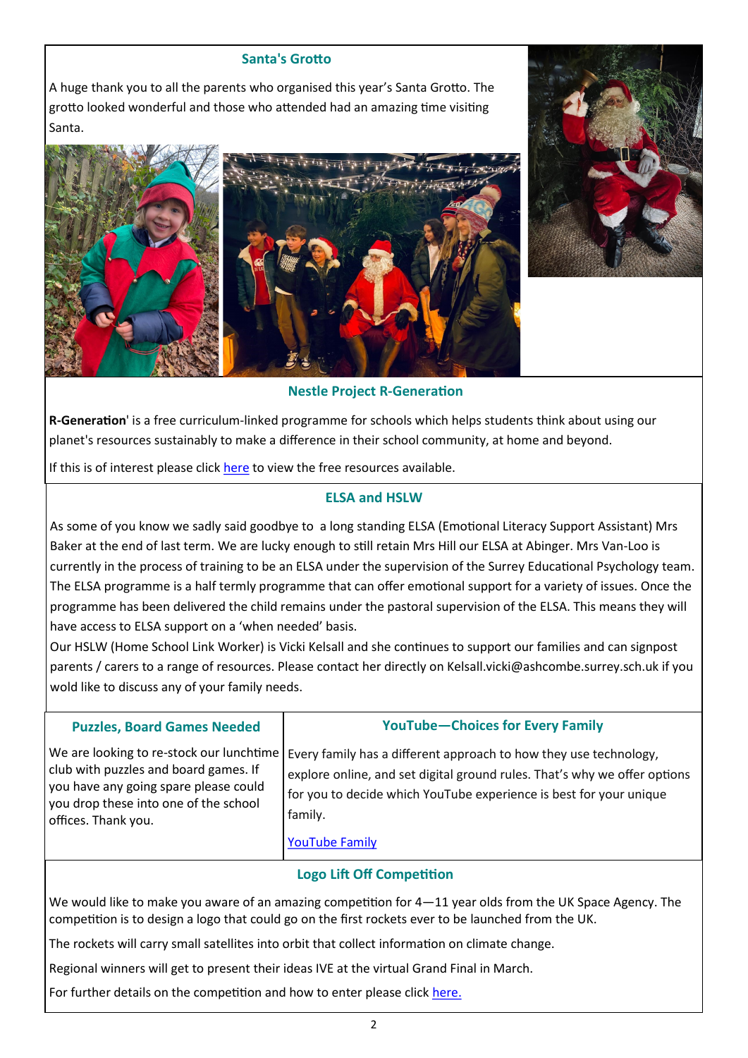## Santa's Grotto

A huge thank you to all the parents who organised this year's Santa Grotto. The grotto looked wonderful and those who attended had an amazing time visiting Santa.

## Nestle Project R-Generation

**R-Generation**' is a free curriculum-linked programme for schools which helps students think about using our planet's resources sustainably to make a difference in their school community, at home and beyond.

If this is of interest please click here to view the free resources available.

## ELSA and HSLW

As some of you know we sadly said goodbye to a long standing ELSA (Emotional Literacy Support Assistant) Mrs Baker at the end of last term. We are lucky enough to still retain Mrs Hill our ELSA at Abinger. Mrs Van-Loo is currently in the process of training to be an ELSA under the supervision of the Surrey Educational Psychology team. The ELSA programme is a half termly programme that can offer emotional support for a variety of issues. Once the programme has been delivered the child remains under the pastoral supervision of the ELSA. This means they will have access to ELSA support on a 'when needed' basis.

Our HSLW (Home School Link Worker) is Vicki Kelsall and she continues to support our families and can signpost parents / carers to a range of resources. Please contact her directly on Kelsall.vicki@ashcombe.surrey.sch.uk if you wold like to discuss any of your family needs.

## Puzzles, Board Games Needed

We are looking to re-stock our lunchtime club with puzzles and board games. If you have any going spare please could you drop these into one of the school offices. Thank you.

## YouTube—Choices for Every Family

Every family has a different approach to how they use technology, explore online, and set digital ground rules. That's why we offer options for you to decide which YouTube experience is best for your unique family.

YouTube Family

## Logo Lift Off Competition

We would like to make you aware of an amazing competition for 4—11 year olds from the UK Space Agency. The competition is to design a logo that could go on the first rockets ever to be launched from the UK.

The rockets will carry small satellites into orbit that collect information on climate change.

Regional winners will get to present their ideas IVE at the virtual Grand Final in March.

For further details on the competition and how to enter please click here.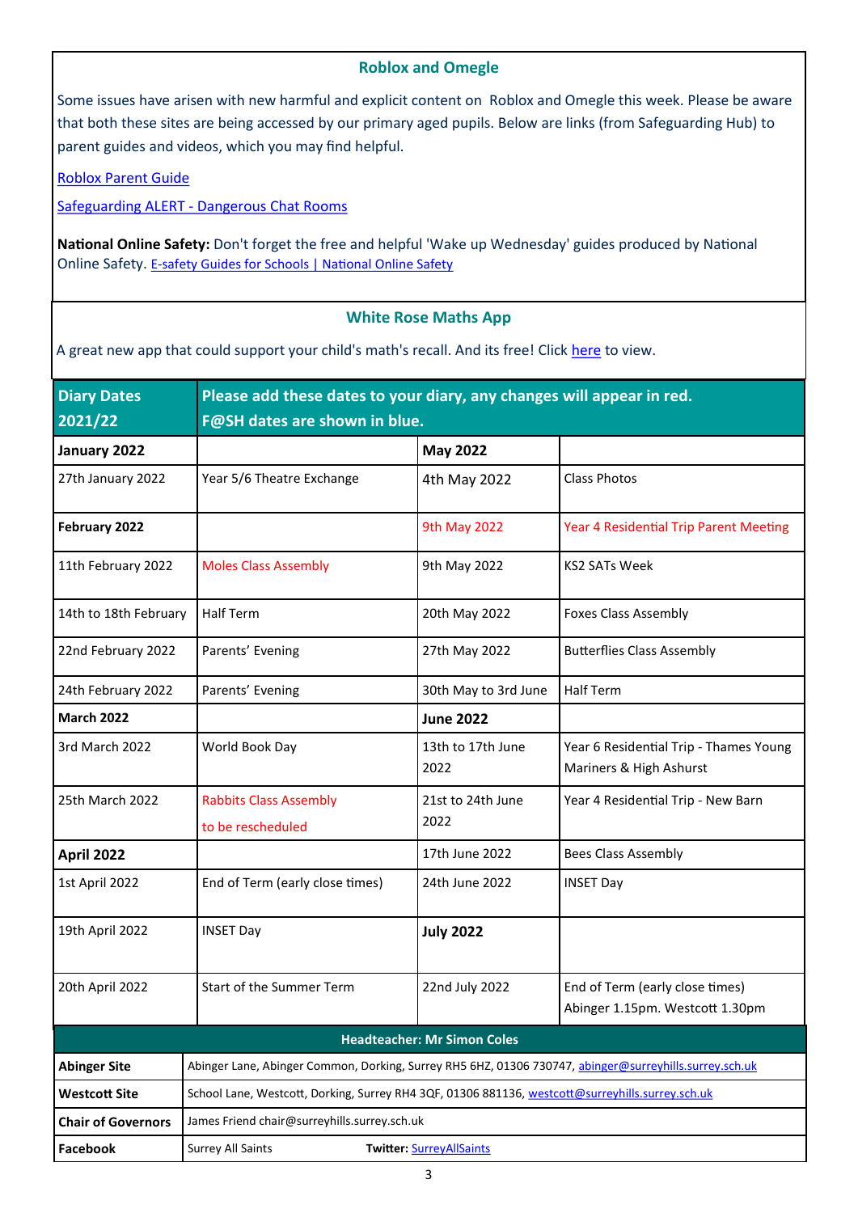## Roblox and Omegle

Some issues have arisen with new harmful and explicit content on Roblox and Omegle this week. Please be aware that both these sites are being accessed by our primary aged pupils. Below are links (from Safeguarding Hub) to parent guides and videos, which you may find helpful.

[Roblox Parent Guide]()

[Safeguarding ALERT - Dangerous Chat Rooms]()

**National Online Safety:** Don't forget the free and helpful 'Wake up Wednesday' guides produced by National Online Safety. [E-safety Guides for Schools | National Online Safety]()

## White Rose Maths App

A great new app that could support your child's math's recall. And its free! Click [here]() to view.

| Diary Dates 2021/22 | Please add these dates to your diary, any changes will appear in red. F@SH dates are shown in blue. | | |
|---|---|---|---|
| **January 2022** | | **May 2022** | |
| 27th January 2022 | Year 5/6 Theatre Exchange | 4th May 2022 | Class Photos |
| **February 2022** | | 9th May 2022 | Year 4 Residential Trip Parent Meeting |
| 11th February 2022 | Moles Class Assembly | 9th May 2022 | KS2 SATs Week |
| 14th to 18th February | Half Term | 20th May 2022 | Foxes Class Assembly |
| 22nd February 2022 | Parents' Evening | 27th May 2022 | Butterflies Class Assembly |
| 24th February 2022 | Parents' Evening | 30th May to 3rd June | Half Term |
| **March 2022** | | **June 2022** | |
| 3rd March 2022 | World Book Day | 13th to 17th June 2022 | Year 6 Residential Trip - Thames Young Mariners & High Ashurst |
| 25th March 2022 | Rabbits Class Assembly to be rescheduled | 21st to 24th June 2022 | Year 4 Residential Trip - New Barn |
| **April 2022** | | 17th June 2022 | Bees Class Assembly |
| 1st April 2022 | End of Term (early close times) | 24th June 2022 | INSET Day |
| 19th April 2022 | INSET Day | **July 2022** | |
| 20th April 2022 | Start of the Summer Term | 22nd July 2022 | End of Term (early close times) Abinger 1.15pm. Westcott 1.30pm |

| Headteacher: Mr Simon Coles | |
|---|---|
| **Abinger Site** | Abinger Lane, Abinger Common, Dorking, Surrey RH5 6HZ, 01306 730747, abinger@surreyhills.surrey.sch.uk |
| **Westcott Site** | School Lane, Westcott, Dorking, Surrey RH4 3QF, 01306 881136, westcott@surreyhills.surrey.sch.uk |
| **Chair of Governors** | James Friend chair@surreyhills.surrey.sch.uk |
| **Facebook** | Surrey All Saints **Twitter:** SurreyAllSaints |